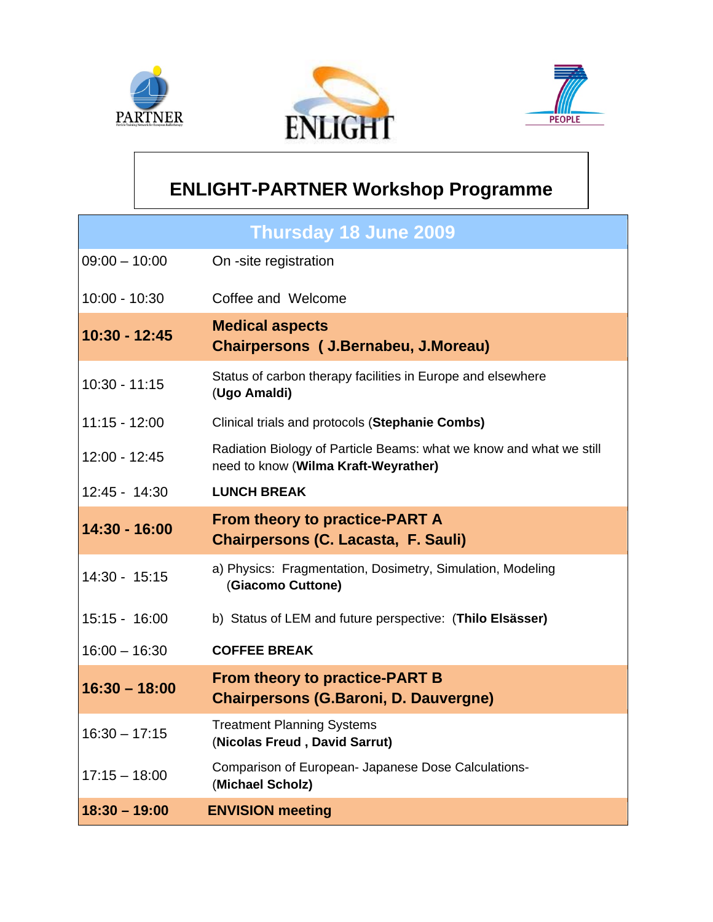PARTNER ENLIGHT PEOPLE

# ENLIGHT-PARTNER Workshop Programme

| Thursday 18 June 2009 | |
|---|---|
| 09:00 – 10:00 | On -site registration |
| 10:00 - 10:30 | Coffee and Welcome |
| **10:30 - 12:45** | **Medical aspects**<br>**Chairpersons ( J.Bernabeu, J.Moreau)** |
| 10:30 - 11:15 | Status of carbon therapy facilities in Europe and elsewhere (**Ugo Amaldi)** |
| 11:15 - 12:00 | Clinical trials and protocols (**Stephanie Combs)** |
| 12:00 - 12:45 | Radiation Biology of Particle Beams: what we know and what we still need to know (**Wilma Kraft-Weyrather)** |
| 12:45 - 14:30 | **LUNCH BREAK** |
| **14:30 - 16:00** | **From theory to practice-PART A**<br>**Chairpersons (C. Lacasta, F. Sauli)** |
| 14:30 - 15:15 | a) Physics: Fragmentation, Dosimetry, Simulation, Modeling (**Giacomo Cuttone)** |
| 15:15 - 16:00 | b) Status of LEM and future perspective: (**Thilo Elsässer)** |
| 16:00 – 16:30 | **COFFEE BREAK** |
| **16:30 – 18:00** | **From theory to practice-PART B**<br>**Chairpersons (G.Baroni, D. Dauvergne)** |
| 16:30 – 17:15 | Treatment Planning Systems (**Nicolas Freud , David Sarrut)** |
| 17:15 – 18:00 | Comparison of European- Japanese Dose Calculations- (**Michael Scholz)** |
| **18:30 – 19:00** | **ENVISION meeting** |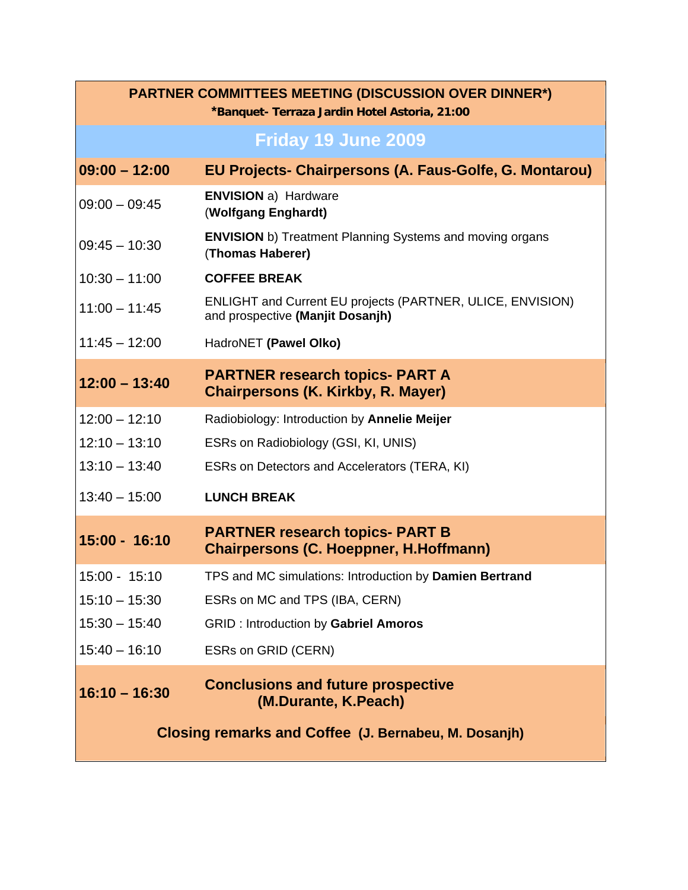| | |
|---|---|
| **PARTNER COMMITTEES MEETING (DISCUSSION OVER DINNER*)** | |
| ***Banquet- Terraza Jardin Hotel Astoria, 21:00** | |
| **Friday 19 June 2009** | |
| **09:00 – 12:00** | **EU Projects- Chairpersons (A. Faus-Golfe, G. Montarou)** |
| 09:00 – 09:45 | **ENVISION** a) Hardware (**Wolfgang Enghardt)** |
| 09:45 – 10:30 | **ENVISION** b) Treatment Planning Systems and moving organs (**Thomas Haberer)** |
| 10:30 – 11:00 | **COFFEE BREAK** |
| 11:00 – 11:45 | ENLIGHT and Current EU projects (PARTNER, ULICE, ENVISION) and prospective **(Manjit Dosanjh)** |
| 11:45 – 12:00 | HadroNET **(Pawel Olko)** |
| **12:00 – 13:40** | **PARTNER research topics- PART A Chairpersons (K. Kirkby, R. Mayer)** |
| 12:00 – 12:10 | Radiobiology: Introduction by **Annelie Meijer** |
| 12:10 – 13:10 | ESRs on Radiobiology (GSI, KI, UNIS) |
| 13:10 – 13:40 | ESRs on Detectors and Accelerators (TERA, KI) |
| 13:40 – 15:00 | **LUNCH BREAK** |
| **15:00 - 16:10** | **PARTNER research topics- PART B Chairpersons (C. Hoeppner, H.Hoffmann)** |
| 15:00 - 15:10 | TPS and MC simulations: Introduction by **Damien Bertrand** |
| 15:10 – 15:30 | ESRs on MC and TPS (IBA, CERN) |
| 15:30 – 15:40 | GRID : Introduction by **Gabriel Amoros** |
| 15:40 – 16:10 | ESRs on GRID (CERN) |
| **16:10 – 16:30** | **Conclusions and future prospective (M.Durante, K.Peach)** |
| **Closing remarks and Coffee (J. Bernabeu, M. Dosanjh)** | |